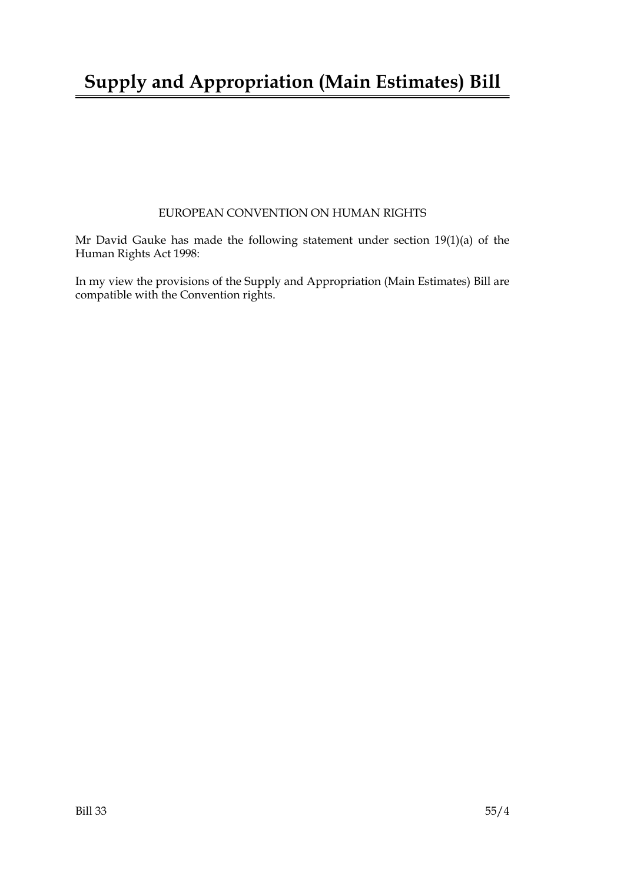# Supply and Appropriation (Main Estimates) Bill

EUROPEAN CONVENTION ON HUMAN RIGHTS

Mr David Gauke has made the following statement under section 19(1)(a) of the Human Rights Act 1998:

In my view the provisions of the Supply and Appropriation (Main Estimates) Bill are compatible with the Convention rights.

Bill 33 55/4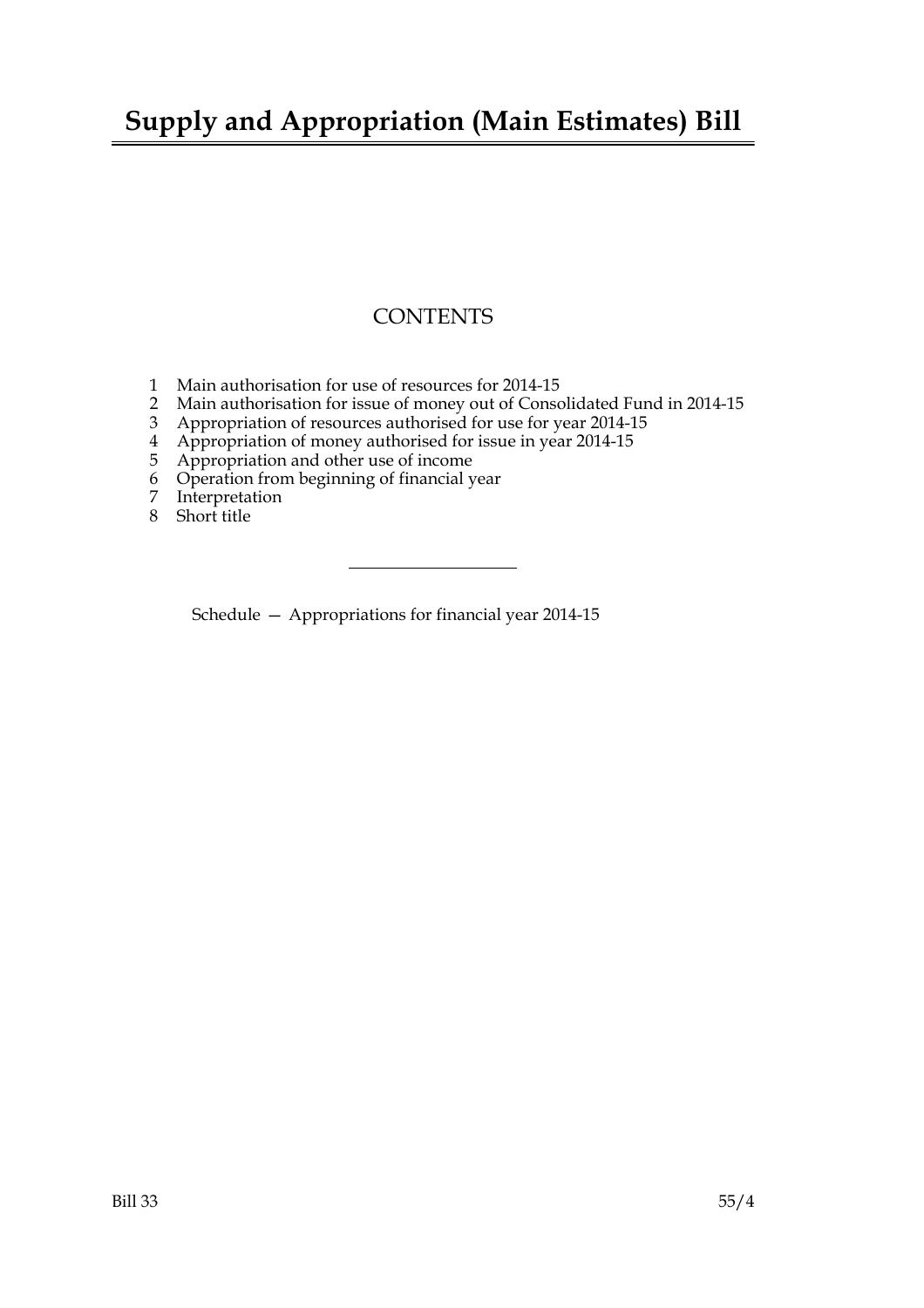# Supply and Appropriation (Main Estimates) Bill

## CONTENTS

1 Main authorisation for use of resources for 2014-15
2 Main authorisation for issue of money out of Consolidated Fund in 2014-15
3 Appropriation of resources authorised for use for year 2014-15
4 Appropriation of money authorised for issue in year 2014-15
5 Appropriation and other use of income
6 Operation from beginning of financial year
7 Interpretation
8 Short title

---

Schedule — Appropriations for financial year 2014-15

Bill 33 55/4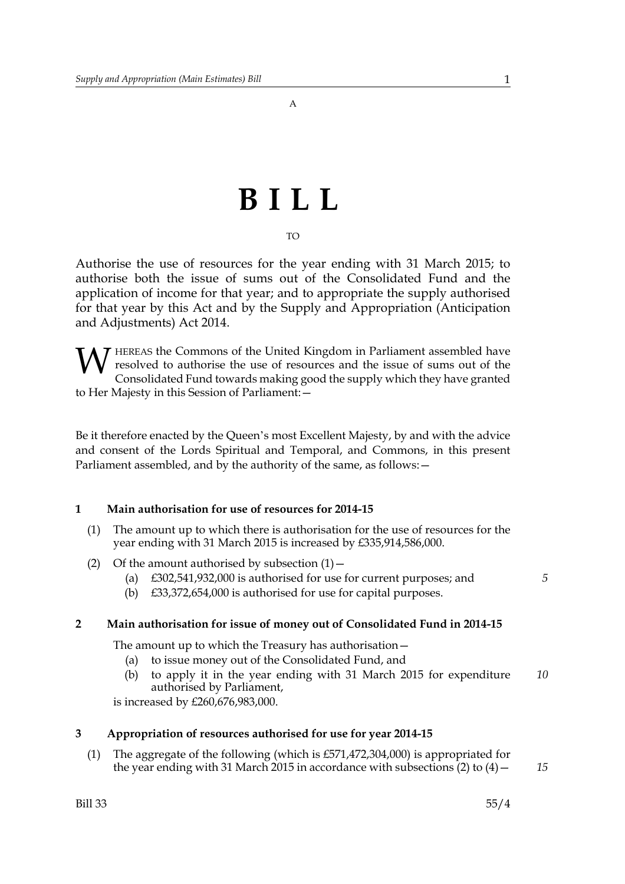A

# B I L L

TO

Authorise the use of resources for the year ending with 31 March 2015; to authorise both the issue of sums out of the Consolidated Fund and the application of income for that year; and to appropriate the supply authorised for that year by this Act and by the Supply and Appropriation (Anticipation and Adjustments) Act 2014.

WHEREAS the Commons of the United Kingdom in Parliament assembled have resolved to authorise the use of resources and the issue of sums out of the Consolidated Fund towards making good the supply which they have granted to Her Majesty in this Session of Parliament:—

Be it therefore enacted by the Queen's most Excellent Majesty, by and with the advice and consent of the Lords Spiritual and Temporal, and Commons, in this present Parliament assembled, and by the authority of the same, as follows:—

### 1 Main authorisation for use of resources for 2014-15

(1) The amount up to which there is authorisation for the use of resources for the year ending with 31 March 2015 is increased by £335,914,586,000.

(2) Of the amount authorised by subsection (1)—

- (a) £302,541,932,000 is authorised for use for current purposes; and
- (b) £33,372,654,000 is authorised for use for capital purposes.

### 2 Main authorisation for issue of money out of Consolidated Fund in 2014-15

The amount up to which the Treasury has authorisation—

- (a) to issue money out of the Consolidated Fund, and
- (b) to apply it in the year ending with 31 March 2015 for expenditure authorised by Parliament,

is increased by £260,676,983,000.

### 3 Appropriation of resources authorised for use for year 2014-15

(1) The aggregate of the following (which is £571,472,304,000) is appropriated for the year ending with 31 March 2015 in accordance with subsections (2) to (4)—

Bill 33 55/4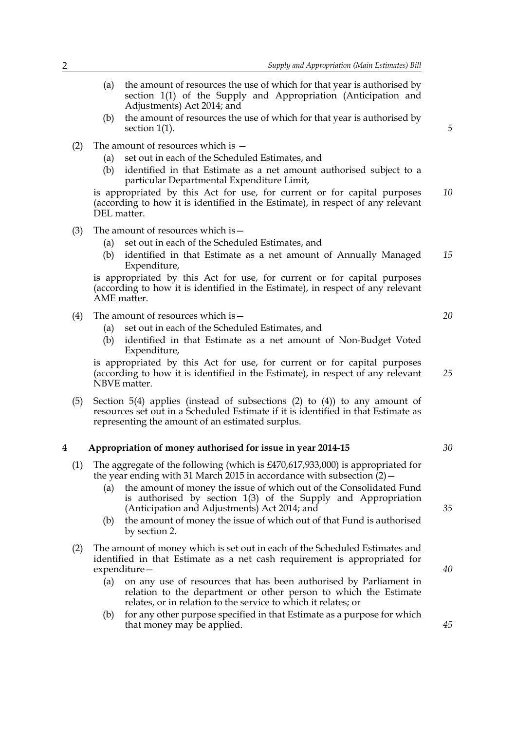(a) the amount of resources the use of which for that year is authorised by section 1(1) of the Supply and Appropriation (Anticipation and Adjustments) Act 2014; and

(b) the amount of resources the use of which for that year is authorised by section 1(1).

(2) The amount of resources which is —

(a) set out in each of the Scheduled Estimates, and

(b) identified in that Estimate as a net amount authorised subject to a particular Departmental Expenditure Limit,

is appropriated by this Act for use, for current or for capital purposes (according to how it is identified in the Estimate), in respect of any relevant DEL matter.

(3) The amount of resources which is—

(a) set out in each of the Scheduled Estimates, and

(b) identified in that Estimate as a net amount of Annually Managed Expenditure,

is appropriated by this Act for use, for current or for capital purposes (according to how it is identified in the Estimate), in respect of any relevant AME matter.

(4) The amount of resources which is—

(a) set out in each of the Scheduled Estimates, and

(b) identified in that Estimate as a net amount of Non-Budget Voted Expenditure,

is appropriated by this Act for use, for current or for capital purposes (according to how it is identified in the Estimate), in respect of any relevant NBVE matter.

(5) Section 5(4) applies (instead of subsections (2) to (4)) to any amount of resources set out in a Scheduled Estimate if it is identified in that Estimate as representing the amount of an estimated surplus.

## 4 Appropriation of money authorised for issue in year 2014-15

(1) The aggregate of the following (which is £470,617,933,000) is appropriated for the year ending with 31 March 2015 in accordance with subsection (2)—

(a) the amount of money the issue of which out of the Consolidated Fund is authorised by section 1(3) of the Supply and Appropriation (Anticipation and Adjustments) Act 2014; and

(b) the amount of money the issue of which out of that Fund is authorised by section 2.

(2) The amount of money which is set out in each of the Scheduled Estimates and identified in that Estimate as a net cash requirement is appropriated for expenditure—

(a) on any use of resources that has been authorised by Parliament in relation to the department or other person to which the Estimate relates, or in relation to the service to which it relates; or

(b) for any other purpose specified in that Estimate as a purpose for which that money may be applied.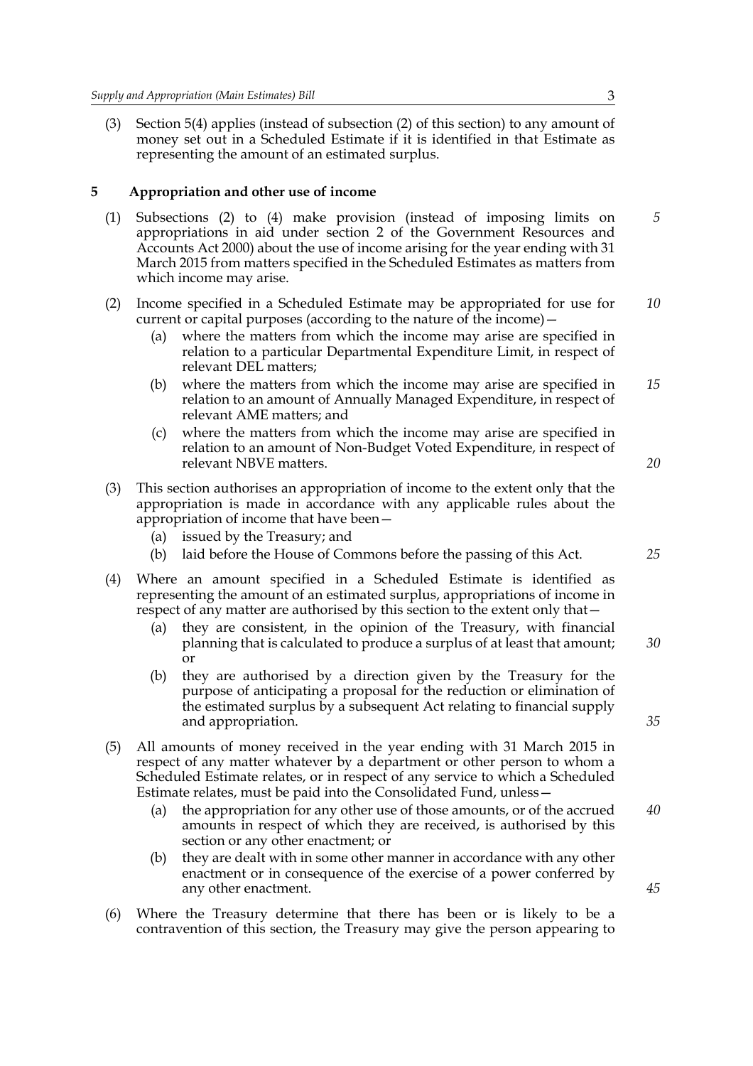(3) Section 5(4) applies (instead of subsection (2) of this section) to any amount of money set out in a Scheduled Estimate if it is identified in that Estimate as representing the amount of an estimated surplus.

## 5 Appropriation and other use of income

(1) Subsections (2) to (4) make provision (instead of imposing limits on appropriations in aid under section 2 of the Government Resources and Accounts Act 2000) about the use of income arising for the year ending with 31 March 2015 from matters specified in the Scheduled Estimates as matters from which income may arise.

(2) Income specified in a Scheduled Estimate may be appropriated for use for current or capital purposes (according to the nature of the income)—

- (a) where the matters from which the income may arise are specified in relation to a particular Departmental Expenditure Limit, in respect of relevant DEL matters;
- (b) where the matters from which the income may arise are specified in relation to an amount of Annually Managed Expenditure, in respect of relevant AME matters; and
- (c) where the matters from which the income may arise are specified in relation to an amount of Non-Budget Voted Expenditure, in respect of relevant NBVE matters.

(3) This section authorises an appropriation of income to the extent only that the appropriation is made in accordance with any applicable rules about the appropriation of income that have been—

- (a) issued by the Treasury; and
- (b) laid before the House of Commons before the passing of this Act.

(4) Where an amount specified in a Scheduled Estimate is identified as representing the amount of an estimated surplus, appropriations of income in respect of any matter are authorised by this section to the extent only that—

- (a) they are consistent, in the opinion of the Treasury, with financial planning that is calculated to produce a surplus of at least that amount; or
- (b) they are authorised by a direction given by the Treasury for the purpose of anticipating a proposal for the reduction or elimination of the estimated surplus by a subsequent Act relating to financial supply and appropriation.

(5) All amounts of money received in the year ending with 31 March 2015 in respect of any matter whatever by a department or other person to whom a Scheduled Estimate relates, or in respect of any service to which a Scheduled Estimate relates, must be paid into the Consolidated Fund, unless—

- (a) the appropriation for any other use of those amounts, or of the accrued amounts in respect of which they are received, is authorised by this section or any other enactment; or
- (b) they are dealt with in some other manner in accordance with any other enactment or in consequence of the exercise of a power conferred by any other enactment.

(6) Where the Treasury determine that there has been or is likely to be a contravention of this section, the Treasury may give the person appearing to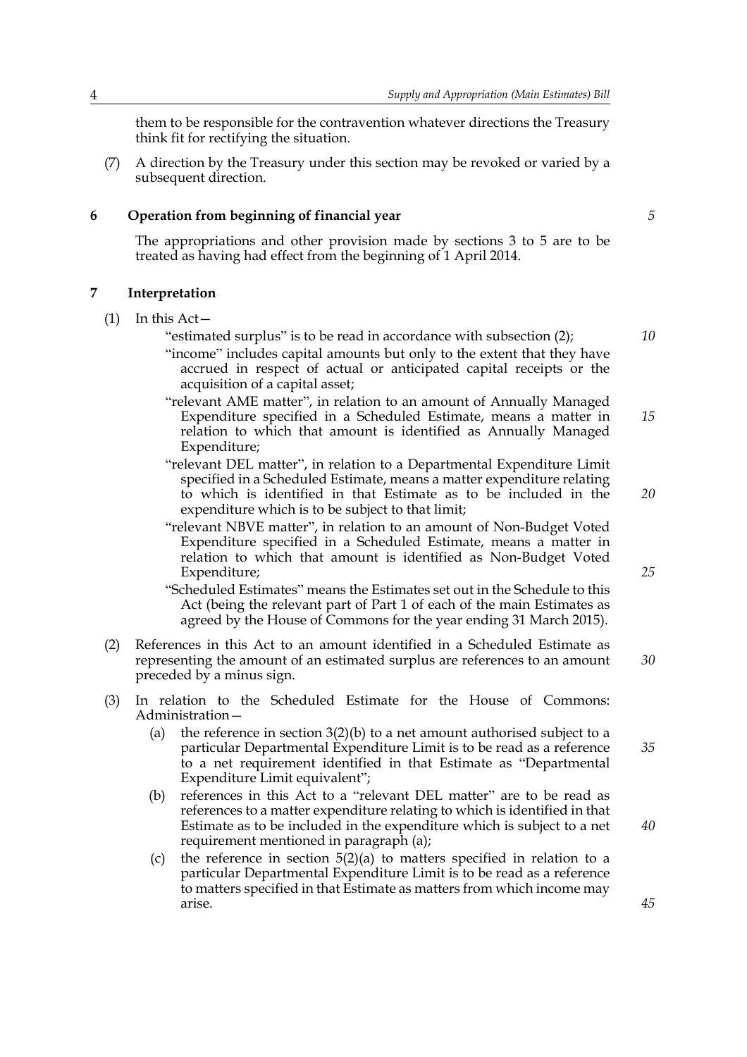them to be responsible for the contravention whatever directions the Treasury think fit for rectifying the situation.

(7) A direction by the Treasury under this section may be revoked or varied by a subsequent direction.

## 6 Operation from beginning of financial year

The appropriations and other provision made by sections 3 to 5 are to be treated as having had effect from the beginning of 1 April 2014.

## 7 Interpretation

(1) In this Act—

"estimated surplus" is to be read in accordance with subsection (2);

"income" includes capital amounts but only to the extent that they have accrued in respect of actual or anticipated capital receipts or the acquisition of a capital asset;

"relevant AME matter", in relation to an amount of Annually Managed Expenditure specified in a Scheduled Estimate, means a matter in relation to which that amount is identified as Annually Managed Expenditure;

"relevant DEL matter", in relation to a Departmental Expenditure Limit specified in a Scheduled Estimate, means a matter expenditure relating to which is identified in that Estimate as to be included in the expenditure which is to be subject to that limit;

"relevant NBVE matter", in relation to an amount of Non-Budget Voted Expenditure specified in a Scheduled Estimate, means a matter in relation to which that amount is identified as Non-Budget Voted Expenditure;

"Scheduled Estimates" means the Estimates set out in the Schedule to this Act (being the relevant part of Part 1 of each of the main Estimates as agreed by the House of Commons for the year ending 31 March 2015).

(2) References in this Act to an amount identified in a Scheduled Estimate as representing the amount of an estimated surplus are references to an amount preceded by a minus sign.

(3) In relation to the Scheduled Estimate for the House of Commons: Administration—

(a) the reference in section 3(2)(b) to a net amount authorised subject to a particular Departmental Expenditure Limit is to be read as a reference to a net requirement identified in that Estimate as "Departmental Expenditure Limit equivalent";

(b) references in this Act to a "relevant DEL matter" are to be read as references to a matter expenditure relating to which is identified in that Estimate as to be included in the expenditure which is subject to a net requirement mentioned in paragraph (a);

(c) the reference in section 5(2)(a) to matters specified in relation to a particular Departmental Expenditure Limit is to be read as a reference to matters specified in that Estimate as matters from which income may arise.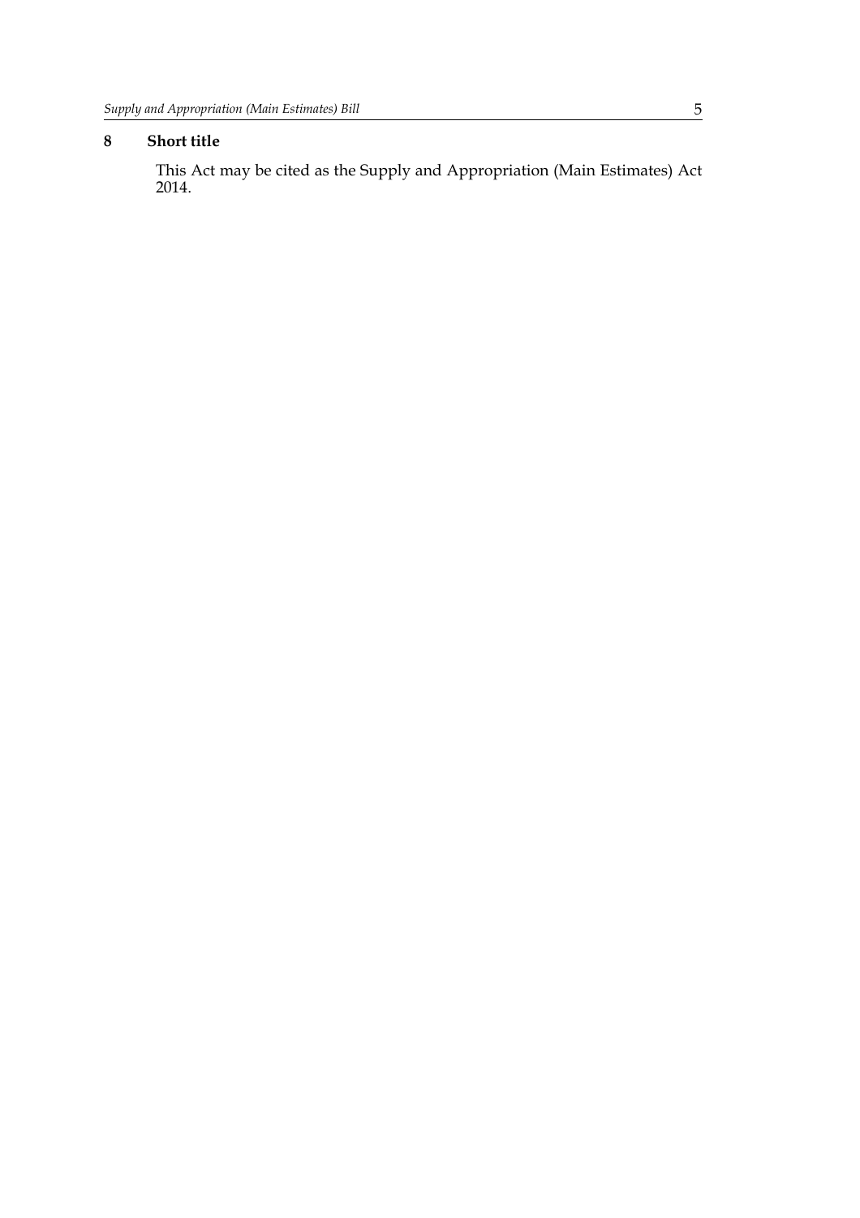### 8 Short title

This Act may be cited as the Supply and Appropriation (Main Estimates) Act 2014.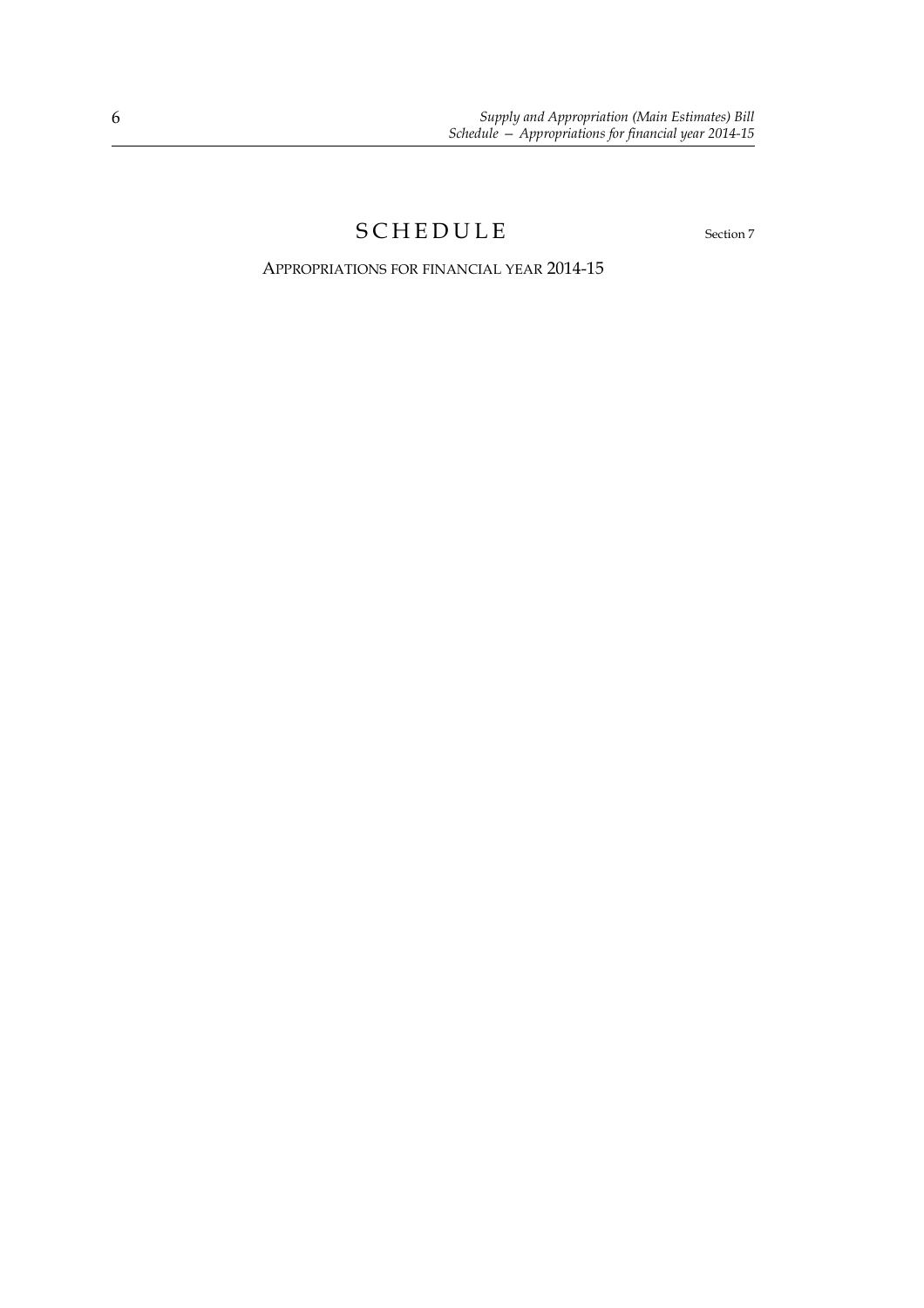# SCHEDULE

Section 7

APPROPRIATIONS FOR FINANCIAL YEAR 2014-15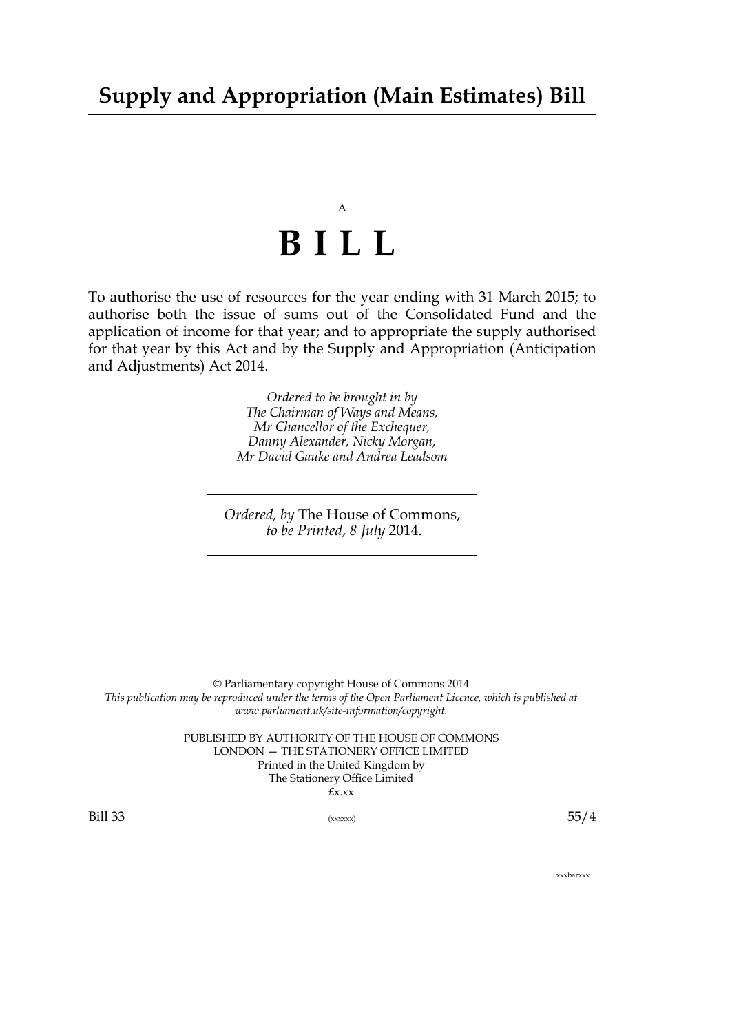# Supply and Appropriation (Main Estimates) Bill

A

# B I L L

To authorise the use of resources for the year ending with 31 March 2015; to authorise both the issue of sums out of the Consolidated Fund and the application of income for that year; and to appropriate the supply authorised for that year by this Act and by the Supply and Appropriation (Anticipation and Adjustments) Act 2014.

*Ordered to be brought in by*
*The Chairman of Ways and Means,*
*Mr Chancellor of the Exchequer,*
*Danny Alexander, Nicky Morgan,*
*Mr David Gauke and Andrea Leadsom*

---

*Ordered, by* The House of Commons,
*to be Printed*, *8 July* 2014.

---

© Parliamentary copyright House of Commons 2014
*This publication may be reproduced under the terms of the Open Parliament Licence, which is published at www.parliament.uk/site-information/copyright.*

PUBLISHED BY AUTHORITY OF THE HOUSE OF COMMONS
LONDON — THE STATIONERY OFFICE LIMITED
Printed in the United Kingdom by
The Stationery Office Limited
£x.xx

Bill 33 (xxxxxx) 55/4

xxxbarxxx